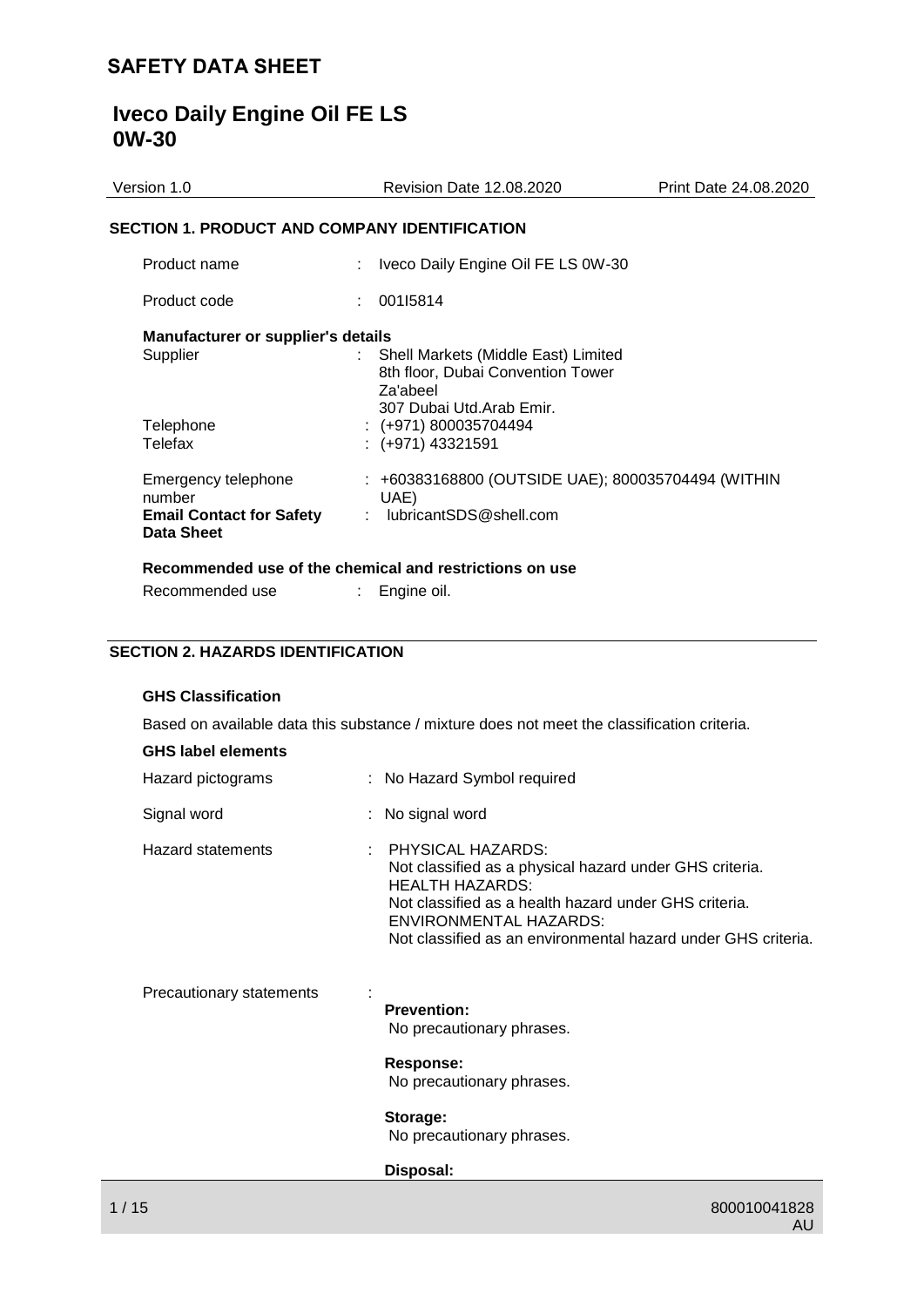# SAFETY DATA SHEET

## Iveco Daily Engine Oil FE LS 0W-30

| Version 1.0 | Revision Date 12.08.2020 | Print Date 24.08.2020 |
|---|---|---|

### SECTION 1. PRODUCT AND COMPANY IDENTIFICATION

Product name : Iveco Daily Engine Oil FE LS 0W-30

Product code : 001I5814

**Manufacturer or supplier's details**

Supplier : Shell Markets (Middle East) Limited
8th floor, Dubai Convention Tower
Za'abeel
307 Dubai Utd.Arab Emir.

Telephone : (+971) 800035704494

Telefax : (+971) 43321591

Emergency telephone number : +60383168800 (OUTSIDE UAE); 800035704494 (WITHIN UAE)

**Email Contact for Safety Data Sheet** : lubricantSDS@shell.com

**Recommended use of the chemical and restrictions on use**

Recommended use : Engine oil.

### SECTION 2. HAZARDS IDENTIFICATION

**GHS Classification**

Based on available data this substance / mixture does not meet the classification criteria.

**GHS label elements**

Hazard pictograms : No Hazard Symbol required

Signal word : No signal word

Hazard statements : PHYSICAL HAZARDS:
Not classified as a physical hazard under GHS criteria.
HEALTH HAZARDS:
Not classified as a health hazard under GHS criteria.
ENVIRONMENTAL HAZARDS:
Not classified as an environmental hazard under GHS criteria.

Precautionary statements :

**Prevention:**
No precautionary phrases.

**Response:**
No precautionary phrases.

**Storage:**
No precautionary phrases.

**Disposal:**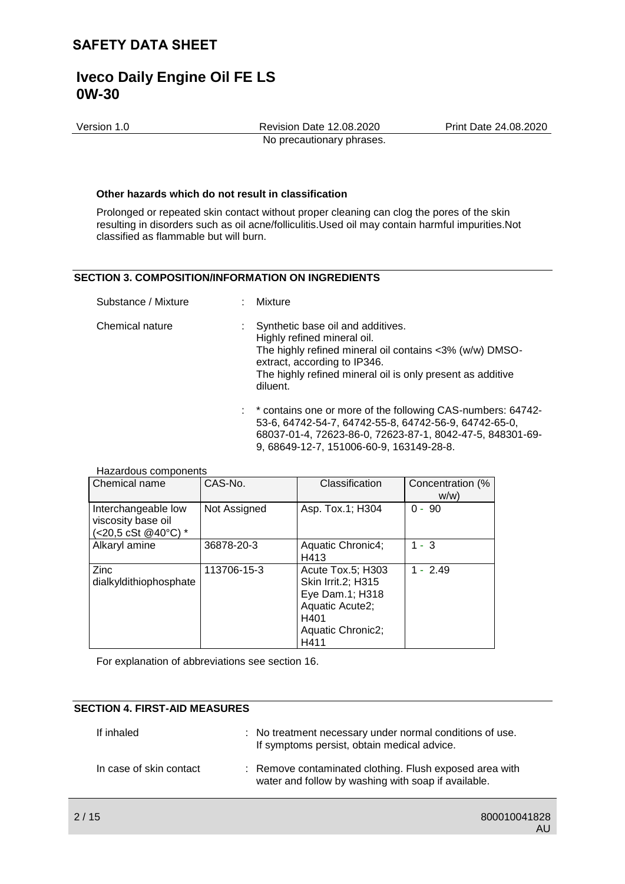No precautionary phrases.

**Other hazards which do not result in classification**

Prolonged or repeated skin contact without proper cleaning can clog the pores of the skin resulting in disorders such as oil acne/folliculitis.Used oil may contain harmful impurities.Not classified as flammable but will burn.

## SECTION 3. COMPOSITION/INFORMATION ON INGREDIENTS

Substance / Mixture : Mixture

Chemical nature : Synthetic base oil and additives.
Highly refined mineral oil.
The highly refined mineral oil contains <3% (w/w) DMSO-extract, according to IP346.
The highly refined mineral oil is only present as additive diluent.

: * contains one or more of the following CAS-numbers: 64742-53-6, 64742-54-7, 64742-55-8, 64742-56-9, 64742-65-0, 68037-01-4, 72623-86-0, 72623-87-1, 8042-47-5, 848301-69-9, 68649-12-7, 151006-60-9, 163149-28-8.

Hazardous components

| Chemical name | CAS-No. | Classification | Concentration (% w/w) |
|---|---|---|---|
| Interchangeable low viscosity base oil (<20,5 cSt @40°C) * | Not Assigned | Asp. Tox.1; H304 | 0 - 90 |
| Alkaryl amine | 36878-20-3 | Aquatic Chronic4; H413 | 1 - 3 |
| Zinc dialkyldithiophosphate | 113706-15-3 | Acute Tox.5; H303 Skin Irrit.2; H315 Eye Dam.1; H318 Aquatic Acute2; H401 Aquatic Chronic2; H411 | 1 - 2.49 |

For explanation of abbreviations see section 16.

## SECTION 4. FIRST-AID MEASURES

If inhaled : No treatment necessary under normal conditions of use.
If symptoms persist, obtain medical advice.

In case of skin contact : Remove contaminated clothing. Flush exposed area with water and follow by washing with soap if available.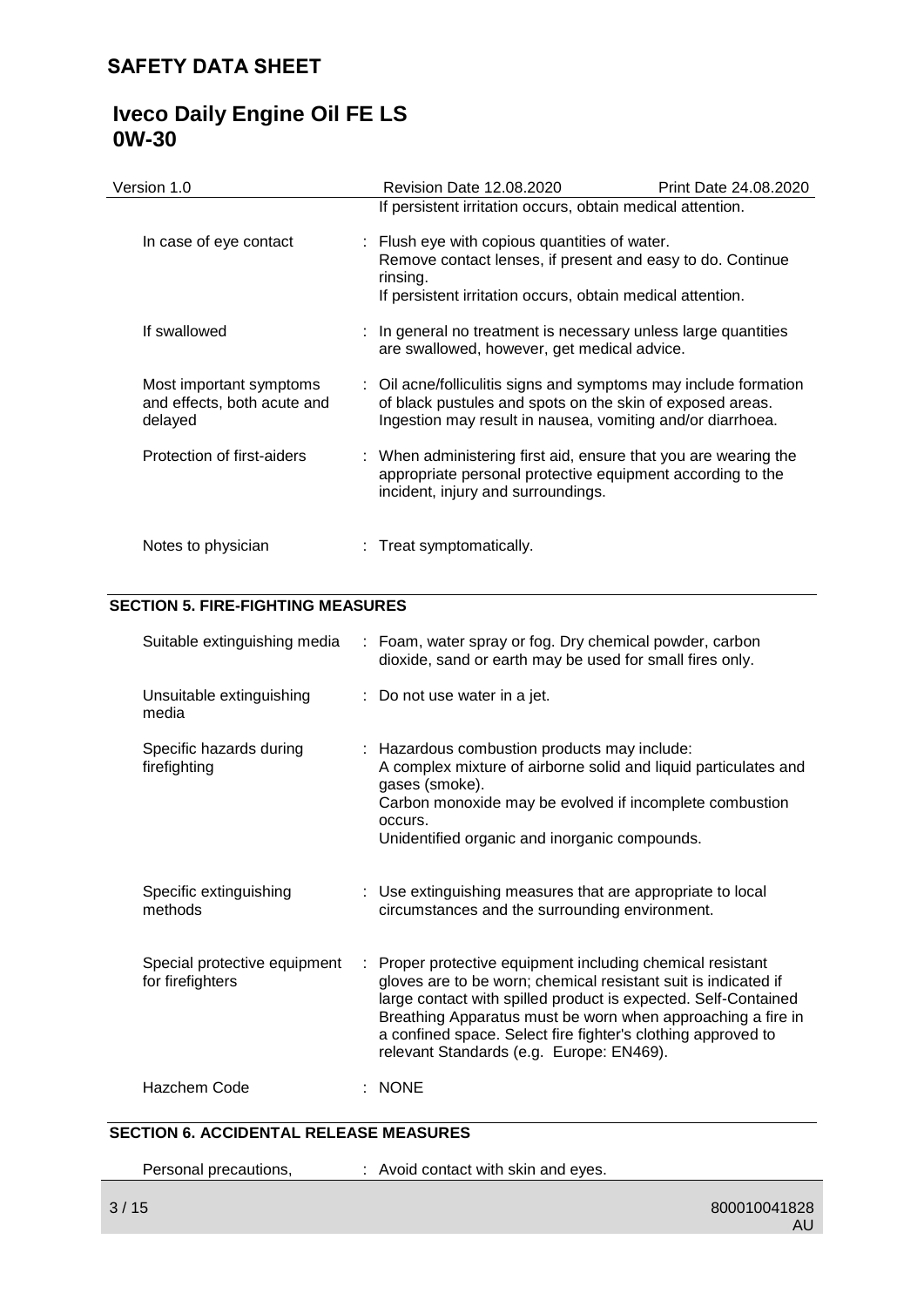If persistent irritation occurs, obtain medical attention.

| | |
|---|---|
| In case of eye contact | : Flush eye with copious quantities of water. Remove contact lenses, if present and easy to do. Continue rinsing. If persistent irritation occurs, obtain medical attention. |
| If swallowed | : In general no treatment is necessary unless large quantities are swallowed, however, get medical advice. |
| Most important symptoms and effects, both acute and delayed | : Oil acne/folliculitis signs and symptoms may include formation of black pustules and spots on the skin of exposed areas. Ingestion may result in nausea, vomiting and/or diarrhoea. |
| Protection of first-aiders | : When administering first aid, ensure that you are wearing the appropriate personal protective equipment according to the incident, injury and surroundings. |
| Notes to physician | : Treat symptomatically. |

## SECTION 5. FIRE-FIGHTING MEASURES

| | |
|---|---|
| Suitable extinguishing media | : Foam, water spray or fog. Dry chemical powder, carbon dioxide, sand or earth may be used for small fires only. |
| Unsuitable extinguishing media | : Do not use water in a jet. |
| Specific hazards during firefighting | : Hazardous combustion products may include: A complex mixture of airborne solid and liquid particulates and gases (smoke). Carbon monoxide may be evolved if incomplete combustion occurs. Unidentified organic and inorganic compounds. |
| Specific extinguishing methods | : Use extinguishing measures that are appropriate to local circumstances and the surrounding environment. |
| Special protective equipment for firefighters | : Proper protective equipment including chemical resistant gloves are to be worn; chemical resistant suit is indicated if large contact with spilled product is expected. Self-Contained Breathing Apparatus must be worn when approaching a fire in a confined space. Select fire fighter's clothing approved to relevant Standards (e.g. Europe: EN469). |
| Hazchem Code | : NONE |

## SECTION 6. ACCIDENTAL RELEASE MEASURES

| | |
|---|---|
| Personal precautions, | : Avoid contact with skin and eyes. |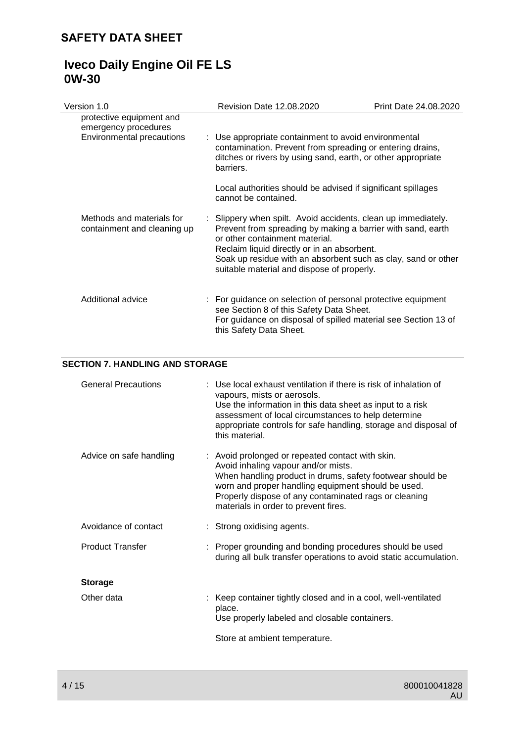| | | |
|---|---|---|
| protective equipment and emergency procedures | | |
| Environmental precautions | : | Use appropriate containment to avoid environmental contamination. Prevent from spreading or entering drains, ditches or rivers by using sand, earth, or other appropriate barriers.<br><br>Local authorities should be advised if significant spillages cannot be contained. |
| Methods and materials for containment and cleaning up | : | Slippery when spilt. Avoid accidents, clean up immediately. Prevent from spreading by making a barrier with sand, earth or other containment material.<br>Reclaim liquid directly or in an absorbent.<br>Soak up residue with an absorbent such as clay, sand or other suitable material and dispose of properly. |
| Additional advice | : | For guidance on selection of personal protective equipment see Section 8 of this Safety Data Sheet.<br>For guidance on disposal of spilled material see Section 13 of this Safety Data Sheet. |

## SECTION 7. HANDLING AND STORAGE

| | | |
|---|---|---|
| General Precautions | : | Use local exhaust ventilation if there is risk of inhalation of vapours, mists or aerosols.<br>Use the information in this data sheet as input to a risk assessment of local circumstances to help determine appropriate controls for safe handling, storage and disposal of this material. |
| Advice on safe handling | : | Avoid prolonged or repeated contact with skin.<br>Avoid inhaling vapour and/or mists.<br>When handling product in drums, safety footwear should be worn and proper handling equipment should be used.<br>Properly dispose of any contaminated rags or cleaning materials in order to prevent fires. |
| Avoidance of contact | : | Strong oxidising agents. |
| Product Transfer | : | Proper grounding and bonding procedures should be used during all bulk transfer operations to avoid static accumulation. |

**Storage**

| | | |
|---|---|---|
| Other data | : | Keep container tightly closed and in a cool, well-ventilated place.<br>Use properly labeled and closable containers.<br><br>Store at ambient temperature. |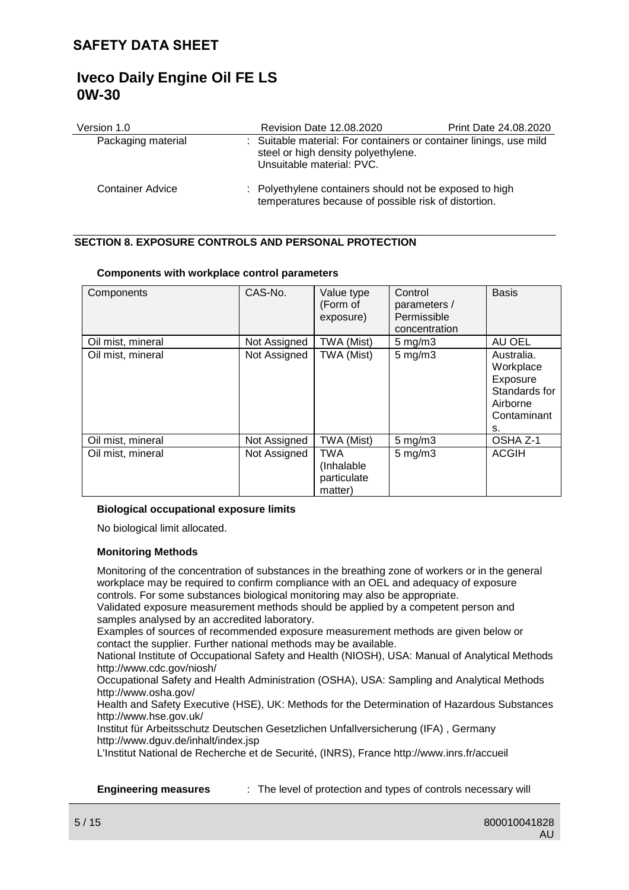| | |
|---|---|
| Packaging material | : Suitable material: For containers or container linings, use mild steel or high density polyethylene. Unsuitable material: PVC. |
| Container Advice | : Polyethylene containers should not be exposed to high temperatures because of possible risk of distortion. |

## SECTION 8. EXPOSURE CONTROLS AND PERSONAL PROTECTION

**Components with workplace control parameters**

| Components | CAS-No. | Value type (Form of exposure) | Control parameters / Permissible concentration | Basis |
|---|---|---|---|---|
| Oil mist, mineral | Not Assigned | TWA (Mist) | 5 mg/m3 | AU OEL |
| Oil mist, mineral | Not Assigned | TWA (Mist) | 5 mg/m3 | Australia. Workplace Exposure Standards for Airborne Contaminants. |
| Oil mist, mineral | Not Assigned | TWA (Mist) | 5 mg/m3 | OSHA Z-1 |
| Oil mist, mineral | Not Assigned | TWA (Inhalable particulate matter) | 5 mg/m3 | ACGIH |

**Biological occupational exposure limits**

No biological limit allocated.

**Monitoring Methods**

Monitoring of the concentration of substances in the breathing zone of workers or in the general workplace may be required to confirm compliance with an OEL and adequacy of exposure controls. For some substances biological monitoring may also be appropriate.
Validated exposure measurement methods should be applied by a competent person and samples analysed by an accredited laboratory.
Examples of sources of recommended exposure measurement methods are given below or contact the supplier. Further national methods may be available.
National Institute of Occupational Safety and Health (NIOSH), USA: Manual of Analytical Methods http://www.cdc.gov/niosh/
Occupational Safety and Health Administration (OSHA), USA: Sampling and Analytical Methods http://www.osha.gov/
Health and Safety Executive (HSE), UK: Methods for the Determination of Hazardous Substances http://www.hse.gov.uk/
Institut für Arbeitsschutz Deutschen Gesetzlichen Unfallversicherung (IFA) , Germany http://www.dguv.de/inhalt/index.jsp
L'Institut National de Recherche et de Securité, (INRS), France http://www.inrs.fr/accueil

**Engineering measures** : The level of protection and types of controls necessary will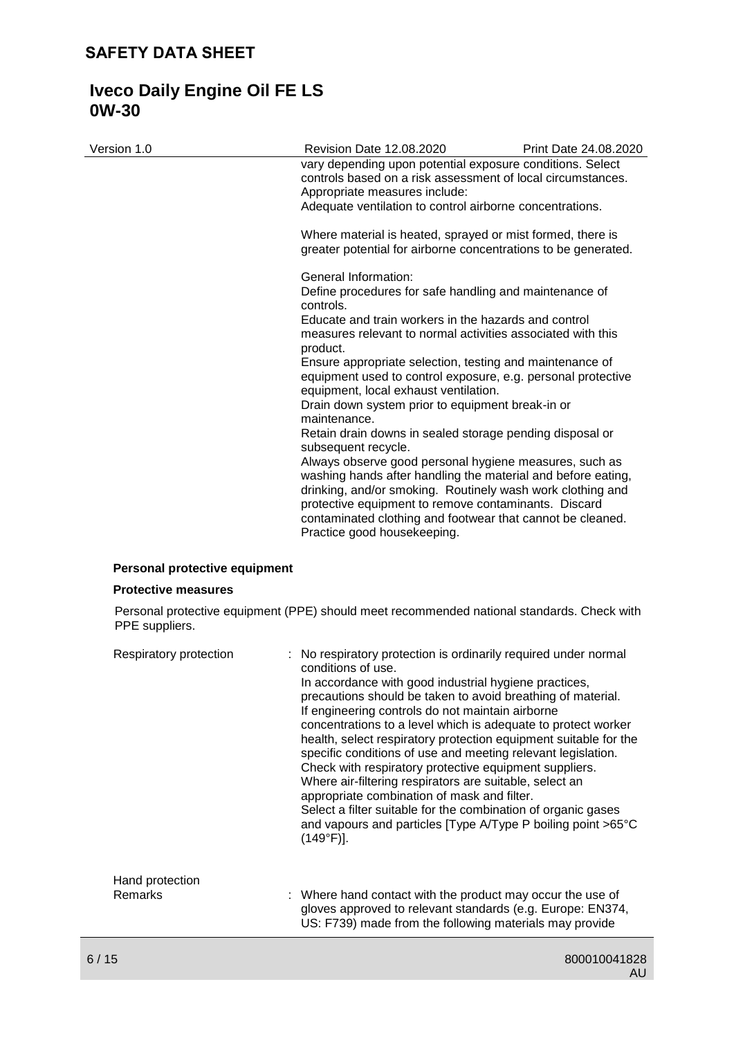vary depending upon potential exposure conditions. Select controls based on a risk assessment of local circumstances. Appropriate measures include:
Adequate ventilation to control airborne concentrations.

Where material is heated, sprayed or mist formed, there is greater potential for airborne concentrations to be generated.

General Information:
Define procedures for safe handling and maintenance of controls.
Educate and train workers in the hazards and control measures relevant to normal activities associated with this product.
Ensure appropriate selection, testing and maintenance of equipment used to control exposure, e.g. personal protective equipment, local exhaust ventilation.
Drain down system prior to equipment break-in or maintenance.
Retain drain downs in sealed storage pending disposal or subsequent recycle.
Always observe good personal hygiene measures, such as washing hands after handling the material and before eating, drinking, and/or smoking. Routinely wash work clothing and protective equipment to remove contaminants. Discard contaminated clothing and footwear that cannot be cleaned.
Practice good housekeeping.

**Personal protective equipment**

**Protective measures**

Personal protective equipment (PPE) should meet recommended national standards. Check with PPE suppliers.

Respiratory protection : No respiratory protection is ordinarily required under normal conditions of use.
In accordance with good industrial hygiene practices, precautions should be taken to avoid breathing of material.
If engineering controls do not maintain airborne concentrations to a level which is adequate to protect worker health, select respiratory protection equipment suitable for the specific conditions of use and meeting relevant legislation.
Check with respiratory protective equipment suppliers.
Where air-filtering respirators are suitable, select an appropriate combination of mask and filter.
Select a filter suitable for the combination of organic gases and vapours and particles [Type A/Type P boiling point >65°C (149°F)].

Hand protection
Remarks : Where hand contact with the product may occur the use of gloves approved to relevant standards (e.g. Europe: EN374, US: F739) made from the following materials may provide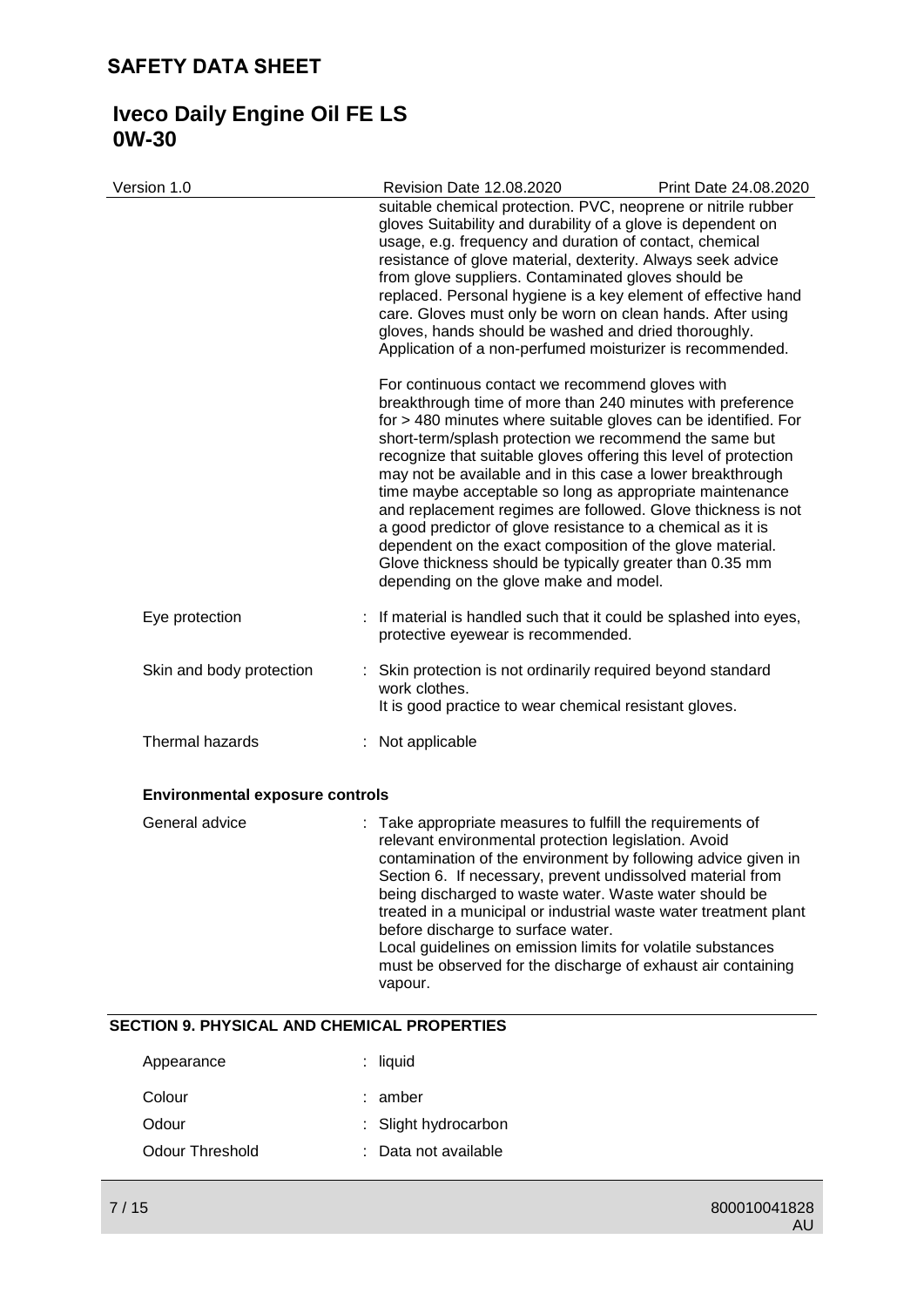suitable chemical protection. PVC, neoprene or nitrile rubber gloves Suitability and durability of a glove is dependent on usage, e.g. frequency and duration of contact, chemical resistance of glove material, dexterity. Always seek advice from glove suppliers. Contaminated gloves should be replaced. Personal hygiene is a key element of effective hand care. Gloves must only be worn on clean hands. After using gloves, hands should be washed and dried thoroughly. Application of a non-perfumed moisturizer is recommended.

For continuous contact we recommend gloves with breakthrough time of more than 240 minutes with preference for > 480 minutes where suitable gloves can be identified. For short-term/splash protection we recommend the same but recognize that suitable gloves offering this level of protection may not be available and in this case a lower breakthrough time maybe acceptable so long as appropriate maintenance and replacement regimes are followed. Glove thickness is not a good predictor of glove resistance to a chemical as it is dependent on the exact composition of the glove material. Glove thickness should be typically greater than 0.35 mm depending on the glove make and model.

Eye protection : If material is handled such that it could be splashed into eyes, protective eyewear is recommended.

Skin and body protection : Skin protection is not ordinarily required beyond standard work clothes.
It is good practice to wear chemical resistant gloves.

Thermal hazards : Not applicable

**Environmental exposure controls**

General advice : Take appropriate measures to fulfill the requirements of relevant environmental protection legislation. Avoid contamination of the environment by following advice given in Section 6. If necessary, prevent undissolved material from being discharged to waste water. Waste water should be treated in a municipal or industrial waste water treatment plant before discharge to surface water.
Local guidelines on emission limits for volatile substances must be observed for the discharge of exhaust air containing vapour.

## SECTION 9. PHYSICAL AND CHEMICAL PROPERTIES

Appearance : liquid

Colour : amber

Odour : Slight hydrocarbon

Odour Threshold : Data not available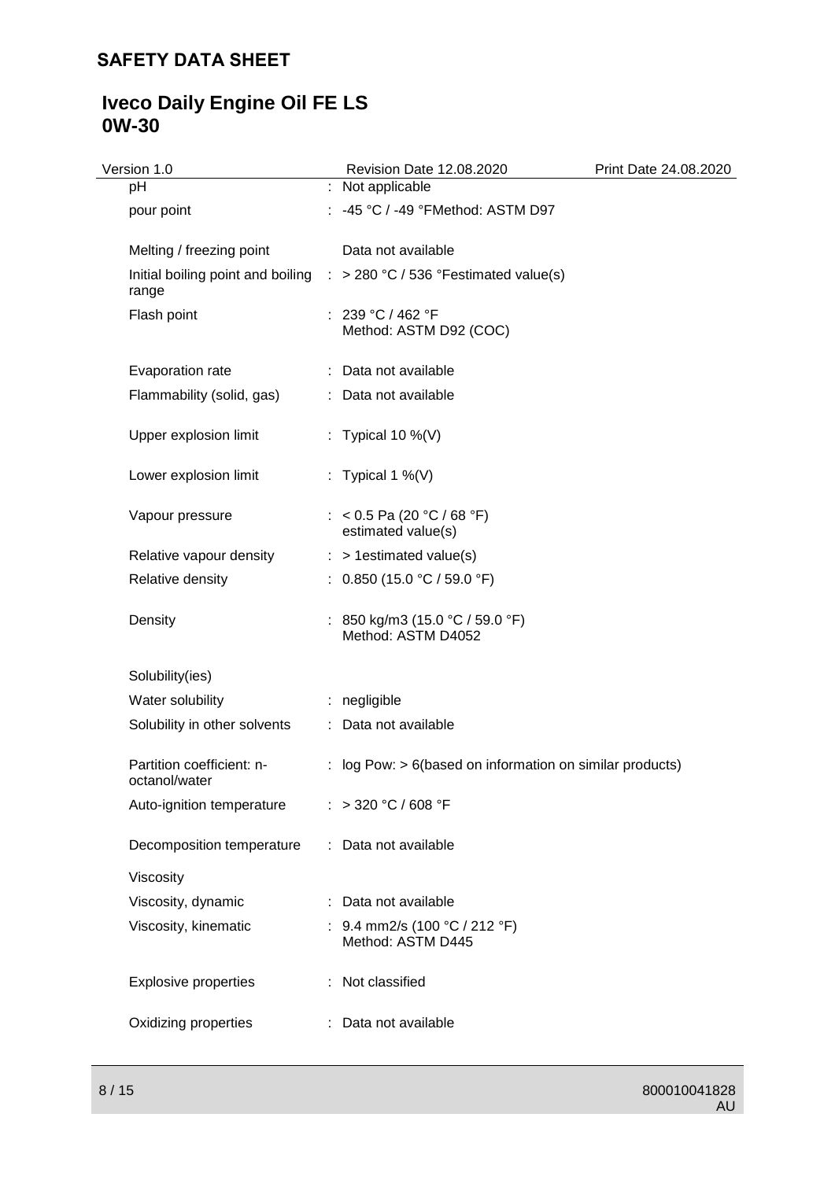| Property | | Value |
|---|---|---|
| pH | : | Not applicable |
| pour point | : | -45 °C / -49 °FMethod: ASTM D97 |
| Melting / freezing point | | Data not available |
| Initial boiling point and boiling range | : | > 280 °C / 536 °Festimated value(s) |
| Flash point | : | 239 °C / 462 °F<br>Method: ASTM D92 (COC) |
| Evaporation rate | : | Data not available |
| Flammability (solid, gas) | : | Data not available |
| Upper explosion limit | : | Typical 10 %(V) |
| Lower explosion limit | : | Typical 1 %(V) |
| Vapour pressure | : | < 0.5 Pa (20 °C / 68 °F)<br>estimated value(s) |
| Relative vapour density | : | > 1estimated value(s) |
| Relative density | : | 0.850 (15.0 °C / 59.0 °F) |
| Density | : | 850 kg/m3 (15.0 °C / 59.0 °F)<br>Method: ASTM D4052 |
| Solubility(ies) | | |
| Water solubility | : | negligible |
| Solubility in other solvents | : | Data not available |
| Partition coefficient: n-octanol/water | : | log Pow: > 6(based on information on similar products) |
| Auto-ignition temperature | : | > 320 °C / 608 °F |
| Decomposition temperature | : | Data not available |
| Viscosity | | |
| Viscosity, dynamic | : | Data not available |
| Viscosity, kinematic | : | 9.4 mm2/s (100 °C / 212 °F)<br>Method: ASTM D445 |
| Explosive properties | : | Not classified |
| Oxidizing properties | : | Data not available |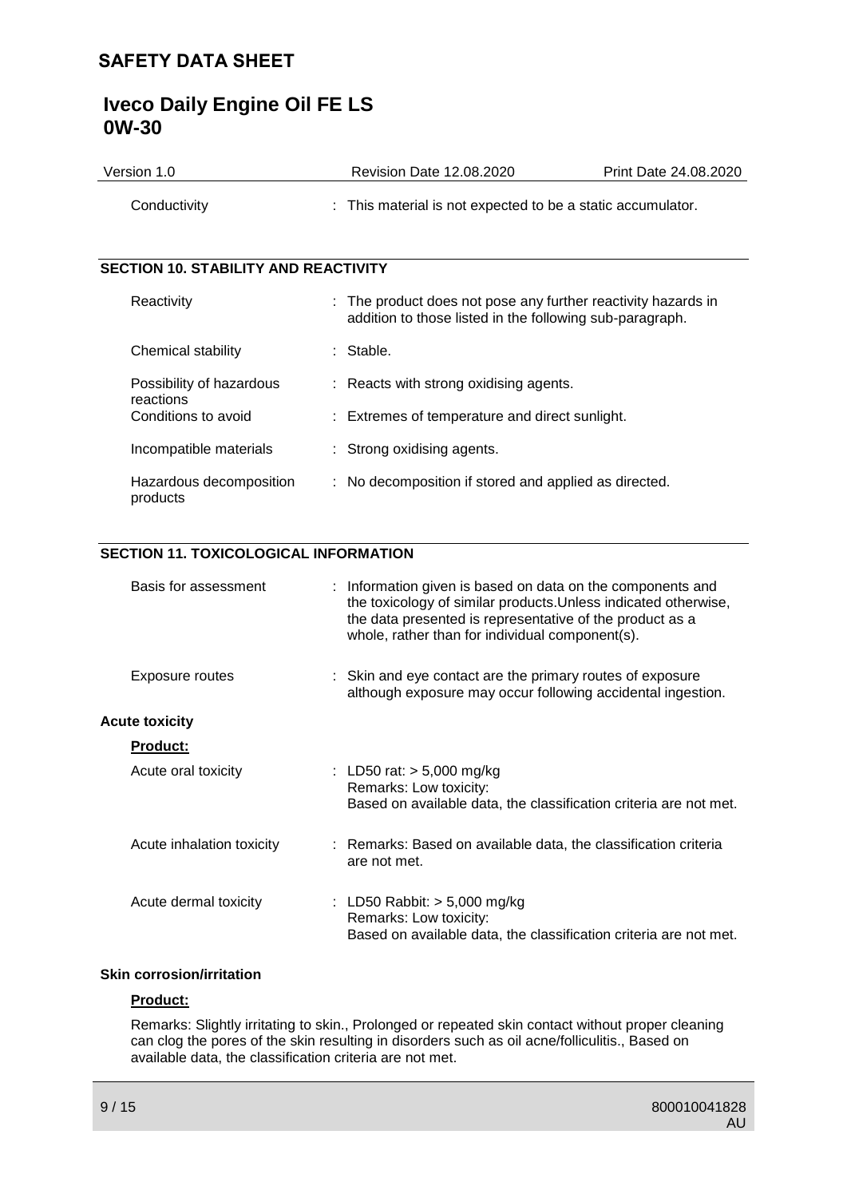Conductivity : This material is not expected to be a static accumulator.

## SECTION 10. STABILITY AND REACTIVITY

| | |
|---|---|
| Reactivity | : The product does not pose any further reactivity hazards in addition to those listed in the following sub-paragraph. |
| Chemical stability | : Stable. |
| Possibility of hazardous reactions | : Reacts with strong oxidising agents. |
| Conditions to avoid | : Extremes of temperature and direct sunlight. |
| Incompatible materials | : Strong oxidising agents. |
| Hazardous decomposition products | : No decomposition if stored and applied as directed. |

## SECTION 11. TOXICOLOGICAL INFORMATION

| | |
|---|---|
| Basis for assessment | : Information given is based on data on the components and the toxicology of similar products.Unless indicated otherwise, the data presented is representative of the product as a whole, rather than for individual component(s). |
| Exposure routes | : Skin and eye contact are the primary routes of exposure although exposure may occur following accidental ingestion. |

### Acute toxicity

**Product:**

| | |
|---|---|
| Acute oral toxicity | : LD50 rat: > 5,000 mg/kg<br>Remarks: Low toxicity:<br>Based on available data, the classification criteria are not met. |
| Acute inhalation toxicity | : Remarks: Based on available data, the classification criteria are not met. |
| Acute dermal toxicity | : LD50 Rabbit: > 5,000 mg/kg<br>Remarks: Low toxicity:<br>Based on available data, the classification criteria are not met. |

### Skin corrosion/irritation

**Product:**

Remarks: Slightly irritating to skin., Prolonged or repeated skin contact without proper cleaning can clog the pores of the skin resulting in disorders such as oil acne/folliculitis., Based on available data, the classification criteria are not met.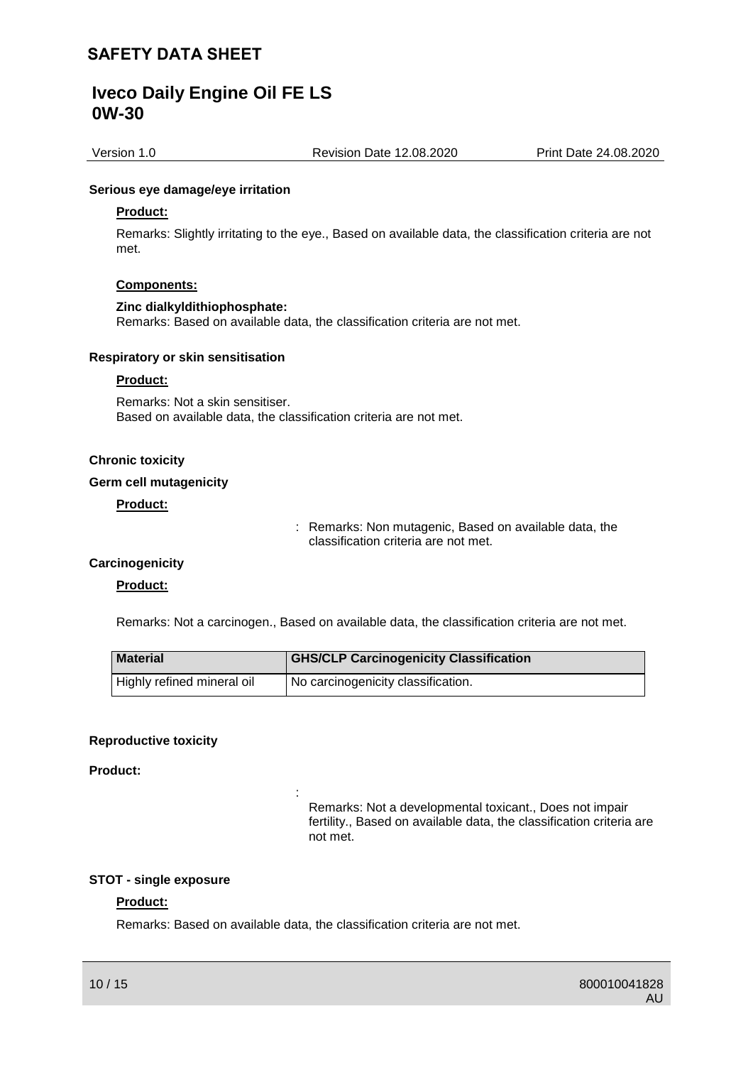**Serious eye damage/eye irritation**

**Product:**

Remarks: Slightly irritating to the eye., Based on available data, the classification criteria are not met.

**Components:**

**Zinc dialkyldithiophosphate:**
Remarks: Based on available data, the classification criteria are not met.

**Respiratory or skin sensitisation**

**Product:**

Remarks: Not a skin sensitiser.
Based on available data, the classification criteria are not met.

**Chronic toxicity**

**Germ cell mutagenicity**

**Product:**

: Remarks: Non mutagenic, Based on available data, the classification criteria are not met.

**Carcinogenicity**

**Product:**

Remarks: Not a carcinogen., Based on available data, the classification criteria are not met.

| Material | GHS/CLP Carcinogenicity Classification |
|---|---|
| Highly refined mineral oil | No carcinogenicity classification. |

**Reproductive toxicity**

**Product:**

: Remarks: Not a developmental toxicant., Does not impair fertility., Based on available data, the classification criteria are not met.

**STOT - single exposure**

**Product:**

Remarks: Based on available data, the classification criteria are not met.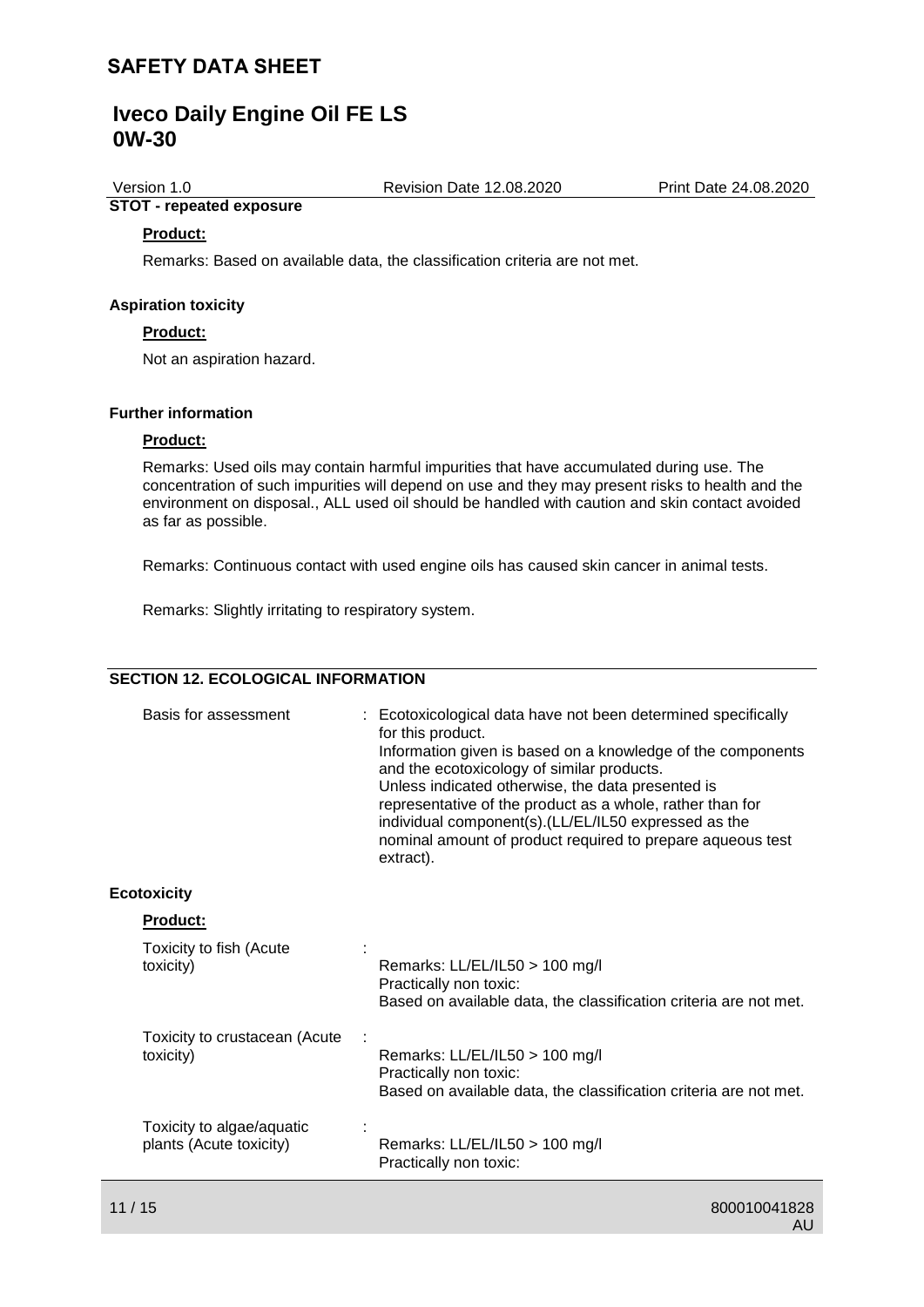**STOT - repeated exposure**

**Product:**

Remarks: Based on available data, the classification criteria are not met.

**Aspiration toxicity**

**Product:**

Not an aspiration hazard.

**Further information**

**Product:**

Remarks: Used oils may contain harmful impurities that have accumulated during use. The concentration of such impurities will depend on use and they may present risks to health and the environment on disposal., ALL used oil should be handled with caution and skin contact avoided as far as possible.

Remarks: Continuous contact with used engine oils has caused skin cancer in animal tests.

Remarks: Slightly irritating to respiratory system.

## SECTION 12. ECOLOGICAL INFORMATION

| | |
|---|---|
| Basis for assessment | : Ecotoxicological data have not been determined specifically for this product.<br>Information given is based on a knowledge of the components and the ecotoxicology of similar products.<br>Unless indicated otherwise, the data presented is representative of the product as a whole, rather than for individual component(s).(LL/EL/IL50 expressed as the nominal amount of product required to prepare aqueous test extract). |

**Ecotoxicity**

**Product:**

| | |
|---|---|
| Toxicity to fish (Acute toxicity) | : Remarks: LL/EL/IL50 > 100 mg/l<br>Practically non toxic:<br>Based on available data, the classification criteria are not met. |
| Toxicity to crustacean (Acute toxicity) | : Remarks: LL/EL/IL50 > 100 mg/l<br>Practically non toxic:<br>Based on available data, the classification criteria are not met. |
| Toxicity to algae/aquatic plants (Acute toxicity) | : Remarks: LL/EL/IL50 > 100 mg/l<br>Practically non toxic: |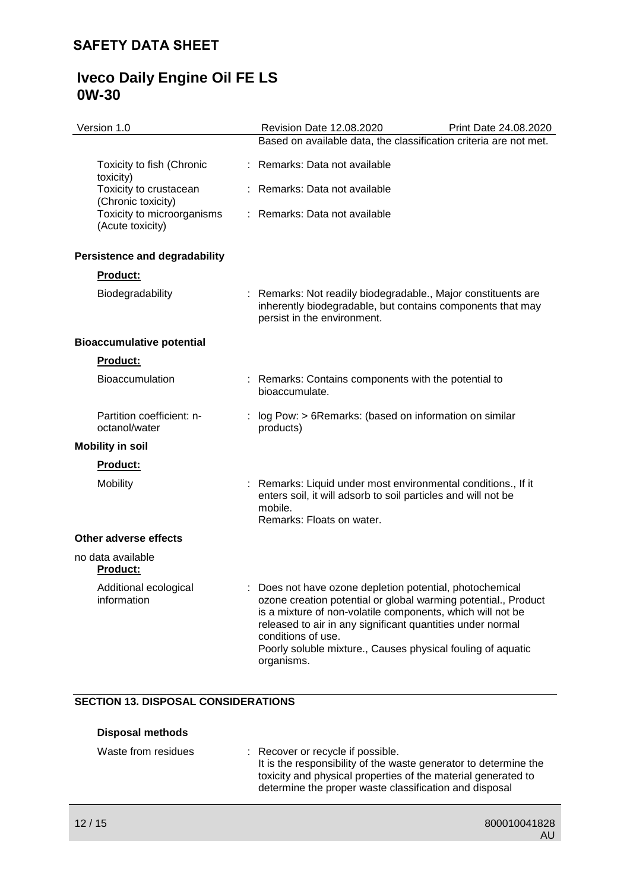Based on available data, the classification criteria are not met.

| | |
|---|---|
| Toxicity to fish (Chronic toxicity) | : Remarks: Data not available |
| Toxicity to crustacean (Chronic toxicity) | : Remarks: Data not available |
| Toxicity to microorganisms (Acute toxicity) | : Remarks: Data not available |

**Persistence and degradability**

**Product:**

| | |
|---|---|
| Biodegradability | : Remarks: Not readily biodegradable., Major constituents are inherently biodegradable, but contains components that may persist in the environment. |

**Bioaccumulative potential**

**Product:**

| | |
|---|---|
| Bioaccumulation | : Remarks: Contains components with the potential to bioaccumulate. |
| Partition coefficient: n-octanol/water | : log Pow: > 6Remarks: (based on information on similar products) |

**Mobility in soil**

**Product:**

| | |
|---|---|
| Mobility | : Remarks: Liquid under most environmental conditions., If it enters soil, it will adsorb to soil particles and will not be mobile. Remarks: Floats on water. |

**Other adverse effects**

no data available

**Product:**

| | |
|---|---|
| Additional ecological information | : Does not have ozone depletion potential, photochemical ozone creation potential or global warming potential., Product is a mixture of non-volatile components, which will not be released to air in any significant quantities under normal conditions of use. Poorly soluble mixture., Causes physical fouling of aquatic organisms. |

## SECTION 13. DISPOSAL CONSIDERATIONS

**Disposal methods**

| | |
|---|---|
| Waste from residues | : Recover or recycle if possible. It is the responsibility of the waste generator to determine the toxicity and physical properties of the material generated to determine the proper waste classification and disposal |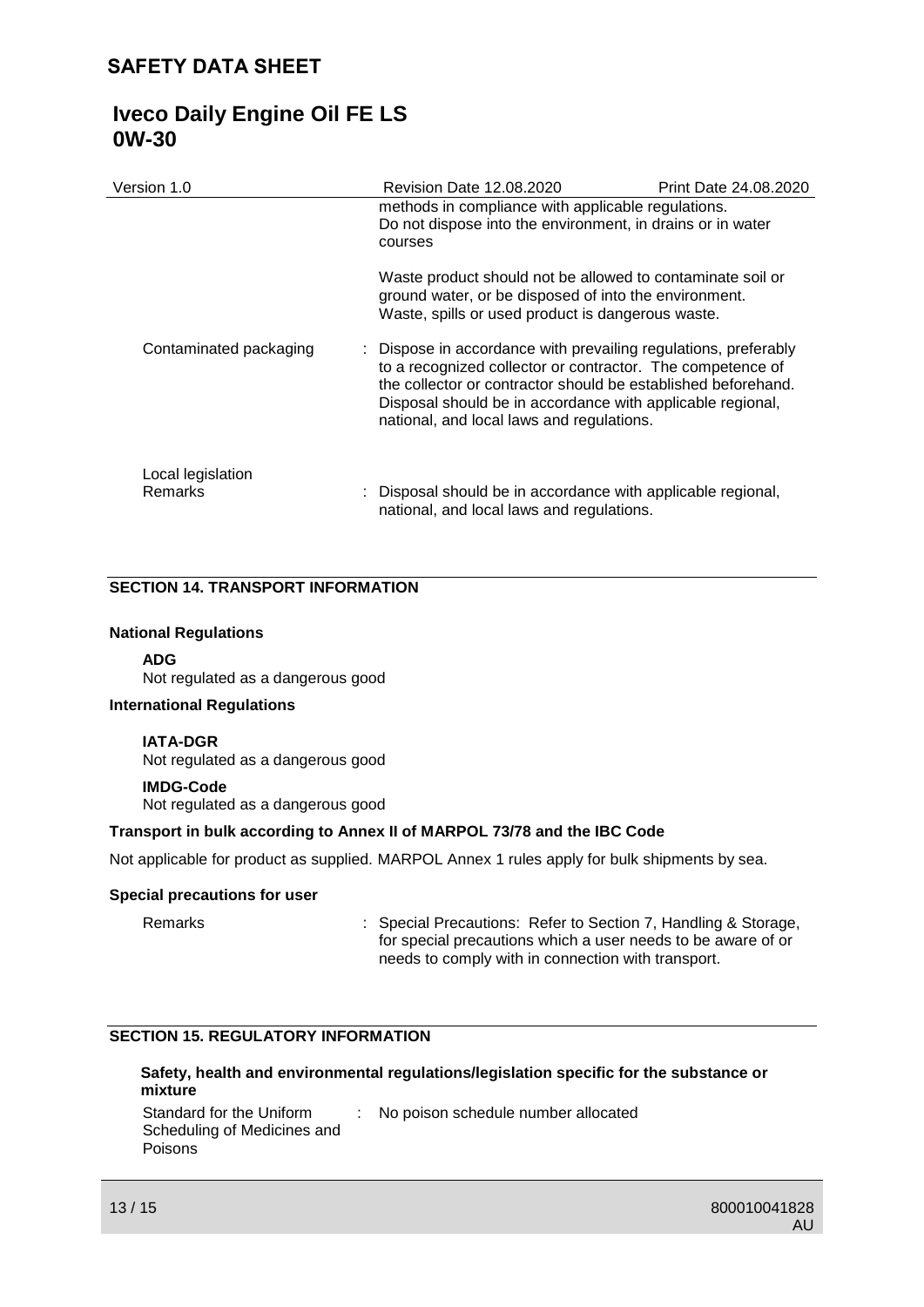methods in compliance with applicable regulations. Do not dispose into the environment, in drains or in water courses

Waste product should not be allowed to contaminate soil or ground water, or be disposed of into the environment. Waste, spills or used product is dangerous waste.

Contaminated packaging : Dispose in accordance with prevailing regulations, preferably to a recognized collector or contractor. The competence of the collector or contractor should be established beforehand. Disposal should be in accordance with applicable regional, national, and local laws and regulations.

Local legislation

Remarks : Disposal should be in accordance with applicable regional, national, and local laws and regulations.

## SECTION 14. TRANSPORT INFORMATION

**National Regulations**

**ADG**

Not regulated as a dangerous good

**International Regulations**

**IATA-DGR**

Not regulated as a dangerous good

**IMDG-Code**

Not regulated as a dangerous good

**Transport in bulk according to Annex II of MARPOL 73/78 and the IBC Code**

Not applicable for product as supplied. MARPOL Annex 1 rules apply for bulk shipments by sea.

**Special precautions for user**

Remarks : Special Precautions: Refer to Section 7, Handling & Storage, for special precautions which a user needs to be aware of or needs to comply with in connection with transport.

## SECTION 15. REGULATORY INFORMATION

**Safety, health and environmental regulations/legislation specific for the substance or mixture**

Standard for the Uniform Scheduling of Medicines and Poisons : No poison schedule number allocated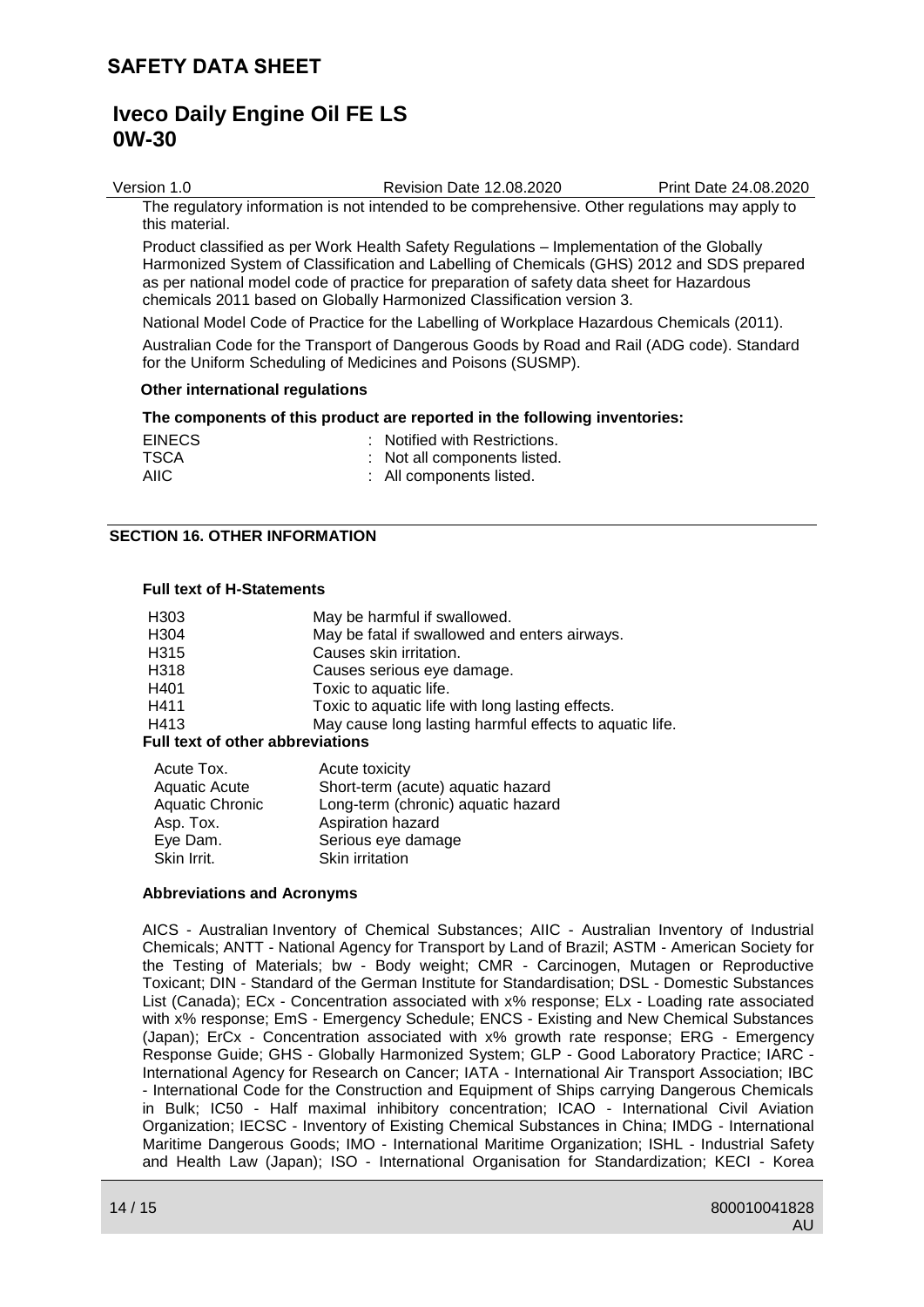The regulatory information is not intended to be comprehensive. Other regulations may apply to this material.

Product classified as per Work Health Safety Regulations – Implementation of the Globally Harmonized System of Classification and Labelling of Chemicals (GHS) 2012 and SDS prepared as per national model code of practice for preparation of safety data sheet for Hazardous chemicals 2011 based on Globally Harmonized Classification version 3.

National Model Code of Practice for the Labelling of Workplace Hazardous Chemicals (2011).

Australian Code for the Transport of Dangerous Goods by Road and Rail (ADG code). Standard for the Uniform Scheduling of Medicines and Poisons (SUSMP).

**Other international regulations**

**The components of this product are reported in the following inventories:**

| | |
|---|---|
| EINECS | : Notified with Restrictions. |
| TSCA | : Not all components listed. |
| AIIC | : All components listed. |

## SECTION 16. OTHER INFORMATION

**Full text of H-Statements**

| | |
|---|---|
| H303 | May be harmful if swallowed. |
| H304 | May be fatal if swallowed and enters airways. |
| H315 | Causes skin irritation. |
| H318 | Causes serious eye damage. |
| H401 | Toxic to aquatic life. |
| H411 | Toxic to aquatic life with long lasting effects. |
| H413 | May cause long lasting harmful effects to aquatic life. |

**Full text of other abbreviations**

| | |
|---|---|
| Acute Tox. | Acute toxicity |
| Aquatic Acute | Short-term (acute) aquatic hazard |
| Aquatic Chronic | Long-term (chronic) aquatic hazard |
| Asp. Tox. | Aspiration hazard |
| Eye Dam. | Serious eye damage |
| Skin Irrit. | Skin irritation |

**Abbreviations and Acronyms**

AICS - Australian Inventory of Chemical Substances; AIIC - Australian Inventory of Industrial Chemicals; ANTT - National Agency for Transport by Land of Brazil; ASTM - American Society for the Testing of Materials; bw - Body weight; CMR - Carcinogen, Mutagen or Reproductive Toxicant; DIN - Standard of the German Institute for Standardisation; DSL - Domestic Substances List (Canada); ECx - Concentration associated with x% response; ELx - Loading rate associated with x% response; EmS - Emergency Schedule; ENCS - Existing and New Chemical Substances (Japan); ErCx - Concentration associated with x% growth rate response; ERG - Emergency Response Guide; GHS - Globally Harmonized System; GLP - Good Laboratory Practice; IARC - International Agency for Research on Cancer; IATA - International Air Transport Association; IBC - International Code for the Construction and Equipment of Ships carrying Dangerous Chemicals in Bulk; IC50 - Half maximal inhibitory concentration; ICAO - International Civil Aviation Organization; IECSC - Inventory of Existing Chemical Substances in China; IMDG - International Maritime Dangerous Goods; IMO - International Maritime Organization; ISHL - Industrial Safety and Health Law (Japan); ISO - International Organisation for Standardization; KECI - Korea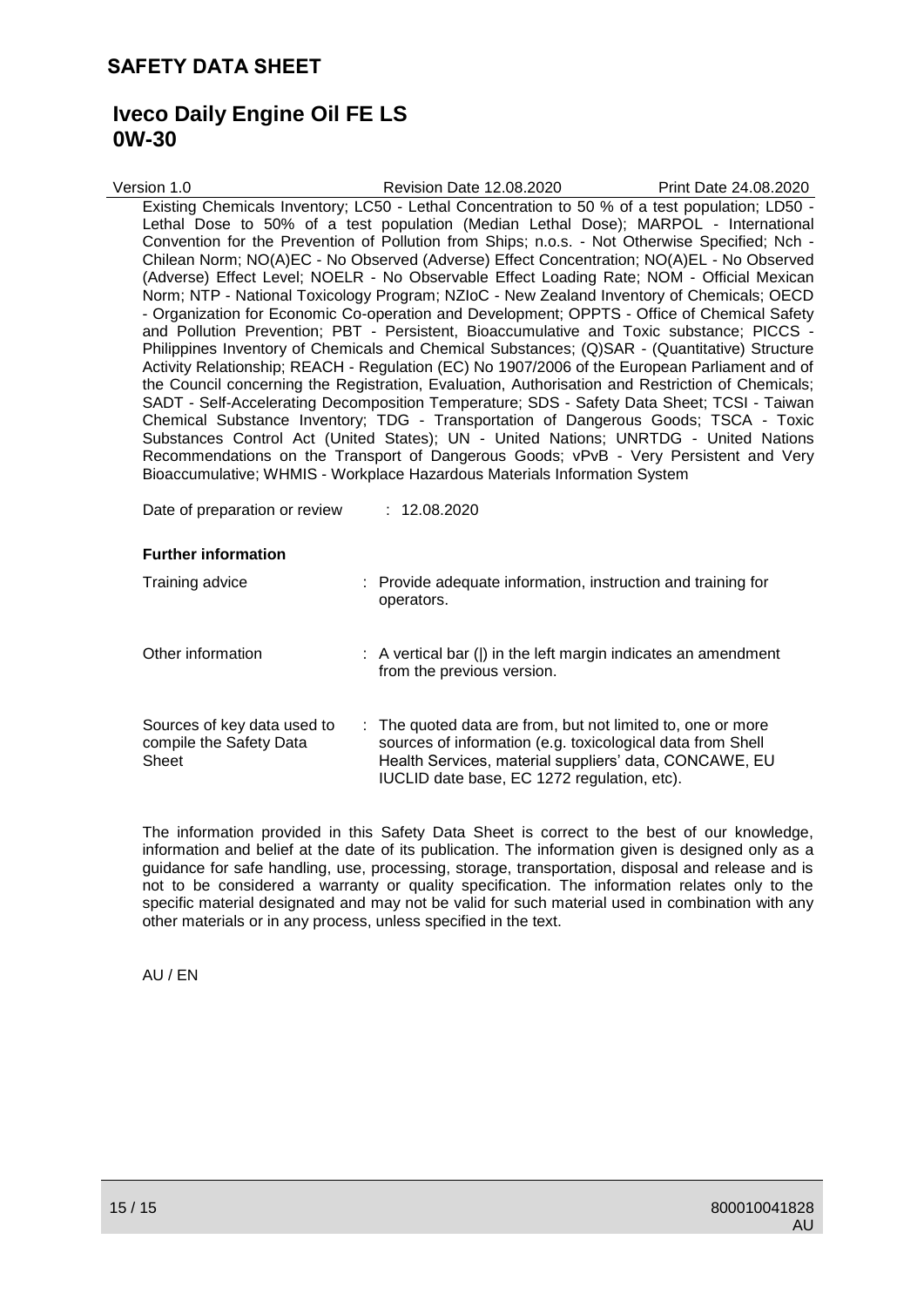Existing Chemicals Inventory; LC50 - Lethal Concentration to 50 % of a test population; LD50 - Lethal Dose to 50% of a test population (Median Lethal Dose); MARPOL - International Convention for the Prevention of Pollution from Ships; n.o.s. - Not Otherwise Specified; Nch - Chilean Norm; NO(A)EC - No Observed (Adverse) Effect Concentration; NO(A)EL - No Observed (Adverse) Effect Level; NOELR - No Observable Effect Loading Rate; NOM - Official Mexican Norm; NTP - National Toxicology Program; NZIoC - New Zealand Inventory of Chemicals; OECD - Organization for Economic Co-operation and Development; OPPTS - Office of Chemical Safety and Pollution Prevention; PBT - Persistent, Bioaccumulative and Toxic substance; PICCS - Philippines Inventory of Chemicals and Chemical Substances; (Q)SAR - (Quantitative) Structure Activity Relationship; REACH - Regulation (EC) No 1907/2006 of the European Parliament and of the Council concerning the Registration, Evaluation, Authorisation and Restriction of Chemicals; SADT - Self-Accelerating Decomposition Temperature; SDS - Safety Data Sheet; TCSI - Taiwan Chemical Substance Inventory; TDG - Transportation of Dangerous Goods; TSCA - Toxic Substances Control Act (United States); UN - United Nations; UNRTDG - United Nations Recommendations on the Transport of Dangerous Goods; vPvB - Very Persistent and Very Bioaccumulative; WHMIS - Workplace Hazardous Materials Information System

Date of preparation or review : 12.08.2020

**Further information**

Training advice : Provide adequate information, instruction and training for operators.

Other information : A vertical bar (|) in the left margin indicates an amendment from the previous version.

Sources of key data used to compile the Safety Data Sheet : The quoted data are from, but not limited to, one or more sources of information (e.g. toxicological data from Shell Health Services, material suppliers' data, CONCAWE, EU IUCLID date base, EC 1272 regulation, etc).

The information provided in this Safety Data Sheet is correct to the best of our knowledge, information and belief at the date of its publication. The information given is designed only as a guidance for safe handling, use, processing, storage, transportation, disposal and release and is not to be considered a warranty or quality specification. The information relates only to the specific material designated and may not be valid for such material used in combination with any other materials or in any process, unless specified in the text.

AU / EN